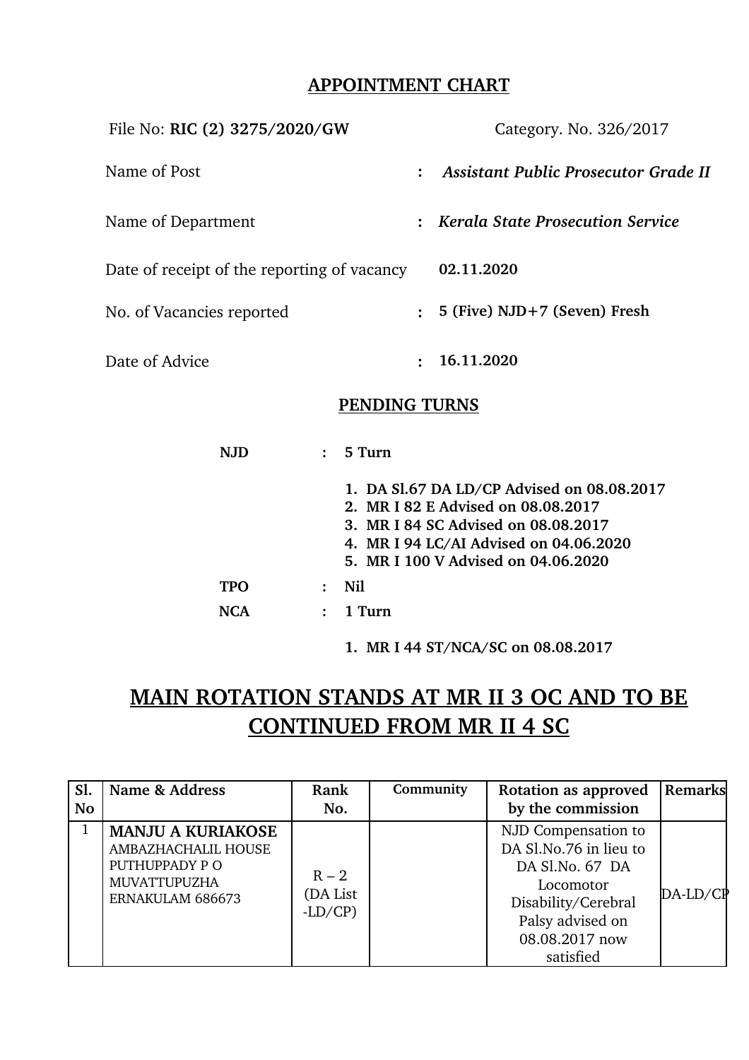## APPOINTMENT CHART

File No: **RIC (2) 3275/2020/GW** Category. No. 326/2017

Name of Post : ***Assistant Public Prosecutor Grade II***

Name of Department : ***Kerala State Prosecution Service***

Date of receipt of the reporting of vacancy **02.11.2020**

No. of Vacancies reported : **5 (Five) NJD+7 (Seven) Fresh**

Date of Advice : **16.11.2020**

### PENDING TURNS

**NJD : 5 Turn**

1. **DA Sl.67 DA LD/CP Advised on 08.08.2017**
2. **MR I 82 E Advised on 08.08.2017**
3. **MR I 84 SC Advised on 08.08.2017**
4. **MR I 94 LC/AI Advised on 04.06.2020**
5. **MR I 100 V Advised on 04.06.2020**

**TPO : Nil**

**NCA : 1 Turn**

1. **MR I 44 ST/NCA/SC on 08.08.2017**

## MAIN ROTATION STANDS AT MR II 3 OC AND TO BE CONTINUED FROM MR II 4 SC

| Sl. No | Name & Address | Rank No. | Community | Rotation as approved by the commission | Remarks |
|---|---|---|---|---|---|
| 1 | **MANJU A KURIAKOSE** AMBAZHACHALIL HOUSE PUTHUPPADY P O MUVATTUPUZHA ERNAKULAM 686673 | R – 2 (DA List -LD/CP) | | NJD Compensation to DA Sl.No.76 in lieu to DA Sl.No. 67 DA Locomotor Disability/Cerebral Palsy advised on 08.08.2017 now satisfied | DA-LD/CP |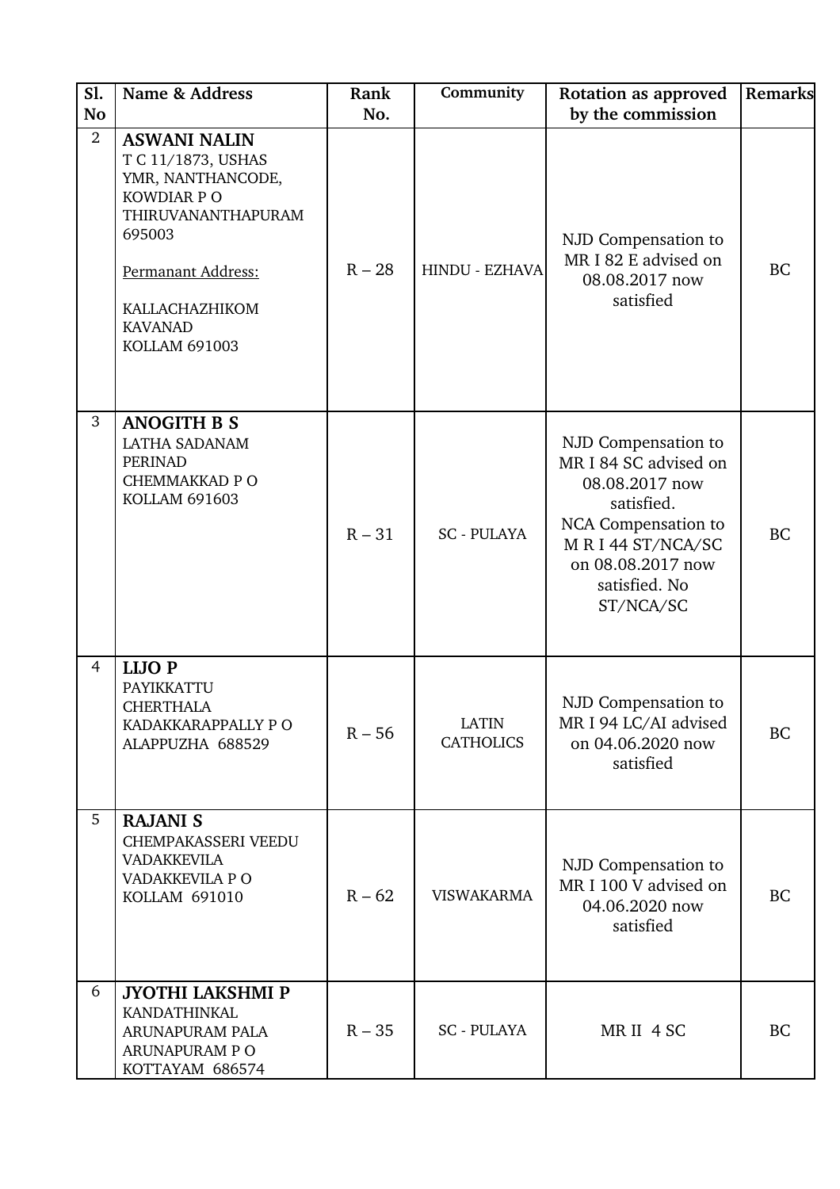| Sl. No | Name & Address | Rank No. | Community | Rotation as approved by the commission | Remarks |
|---|---|---|---|---|---|
| 2 | **ASWANI NALIN**<br>T C 11/1873, USHAS<br>YMR, NANTHANCODE,<br>KOWDIAR P O<br>THIRUVANANTHAPURAM<br>695003<br><br>Permanant Address:<br><br>KALLACHAZHIKOM<br>KAVANAD<br>KOLLAM 691003 | R – 28 | HINDU - EZHAVA | NJD Compensation to MR I 82 E advised on 08.08.2017 now satisfied | BC |
| 3 | **ANOGITH B S**<br>LATHA SADANAM<br>PERINAD<br>CHEMMAKKAD P O<br>KOLLAM 691603 | R – 31 | SC - PULAYA | NJD Compensation to MR I 84 SC advised on 08.08.2017 now satisfied.<br>NCA Compensation to M R I 44 ST/NCA/SC on 08.08.2017 now satisfied. No ST/NCA/SC | BC |
| 4 | **LIJO P**<br>PAYIKKATTU<br>CHERTHALA<br>KADAKKARAPPALLY P O<br>ALAPPUZHA 688529 | R – 56 | LATIN CATHOLICS | NJD Compensation to MR I 94 LC/AI advised on 04.06.2020 now satisfied | BC |
| 5 | **RAJANI S**<br>CHEMPAKASSERI VEEDU<br>VADAKKEVILA<br>VADAKKEVILA P O<br>KOLLAM 691010 | R – 62 | VISWAKARMA | NJD Compensation to MR I 100 V advised on 04.06.2020 now satisfied | BC |
| 6 | **JYOTHI LAKSHMI P**<br>KANDATHINKAL<br>ARUNAPURAM PALA<br>ARUNAPURAM P O<br>KOTTAYAM 686574 | R – 35 | SC - PULAYA | MR II 4 SC | BC |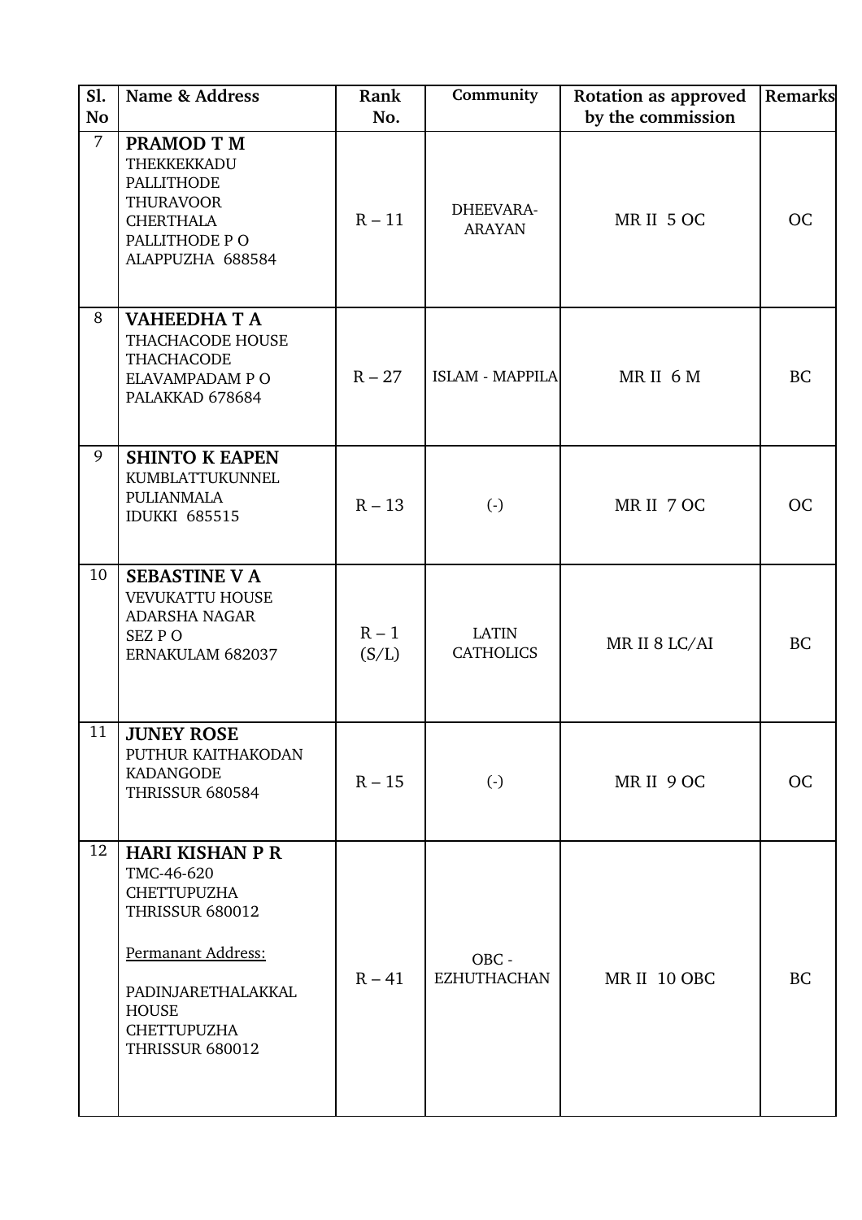| Sl. No | Name & Address | Rank No. | Community | Rotation as approved by the commission | Remarks |
|---|---|---|---|---|---|
| 7 | **PRAMOD T M**<br>THEKKEKKADU<br>PALLITHODE<br>THURAVOOR<br>CHERTHALA<br>PALLITHODE P O<br>ALAPPUZHA 688584 | R – 11 | DHEEVARA-ARAYAN | MR II 5 OC | OC |
| 8 | **VAHEEDHA T A**<br>THACHACODE HOUSE<br>THACHACODE<br>ELAVAMPADAM P O<br>PALAKKAD 678684 | R – 27 | ISLAM - MAPPILA | MR II 6 M | BC |
| 9 | **SHINTO K EAPEN**<br>KUMBLATTUKUNNEL<br>PULIANMALA<br>IDUKKI 685515 | R – 13 | (-) | MR II 7 OC | OC |
| 10 | **SEBASTINE V A**<br>VEVUKATTU HOUSE<br>ADARSHA NAGAR<br>SEZ P O<br>ERNAKULAM 682037 | R – 1 (S/L) | LATIN CATHOLICS | MR II 8 LC/AI | BC |
| 11 | **JUNEY ROSE**<br>PUTHUR KAITHAKODAN<br>KADANGODE<br>THRISSUR 680584 | R – 15 | (-) | MR II 9 OC | OC |
| 12 | **HARI KISHAN P R**<br>TMC-46-620<br>CHETTUPUZHA<br>THRISSUR 680012<br><br>Permanant Address:<br><br>PADINJARETHALAKKAL HOUSE<br>CHETTUPUZHA<br>THRISSUR 680012 | R – 41 | OBC - EZHUTHACHAN | MR II 10 OBC | BC |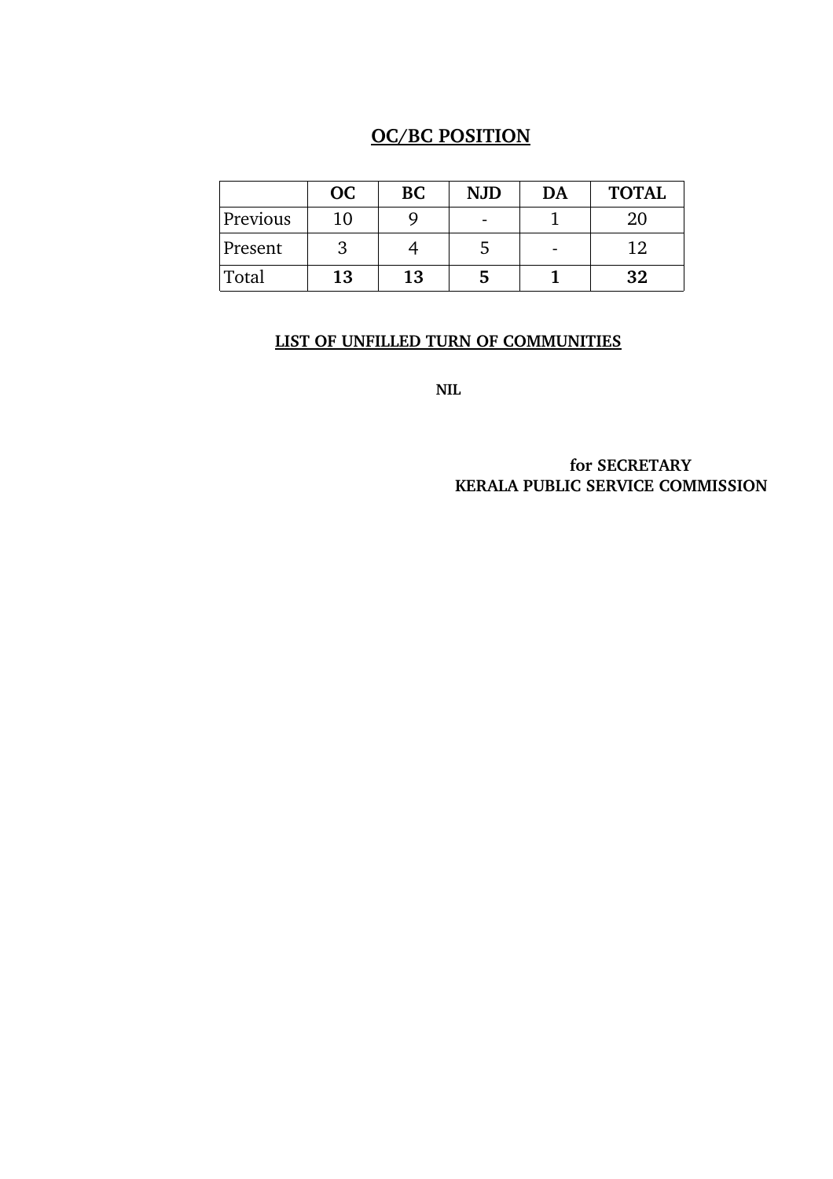## OC/BC POSITION

| | OC | BC | NJD | DA | TOTAL |
|---|---|---|---|---|---|
| Previous | 10 | 9 | - | 1 | 20 |
| Present | 3 | 4 | 5 | - | 12 |
| Total | **13** | **13** | **5** | **1** | **32** |

### LIST OF UNFILLED TURN OF COMMUNITIES

**NIL**

**for SECRETARY**
**KERALA PUBLIC SERVICE COMMISSION**